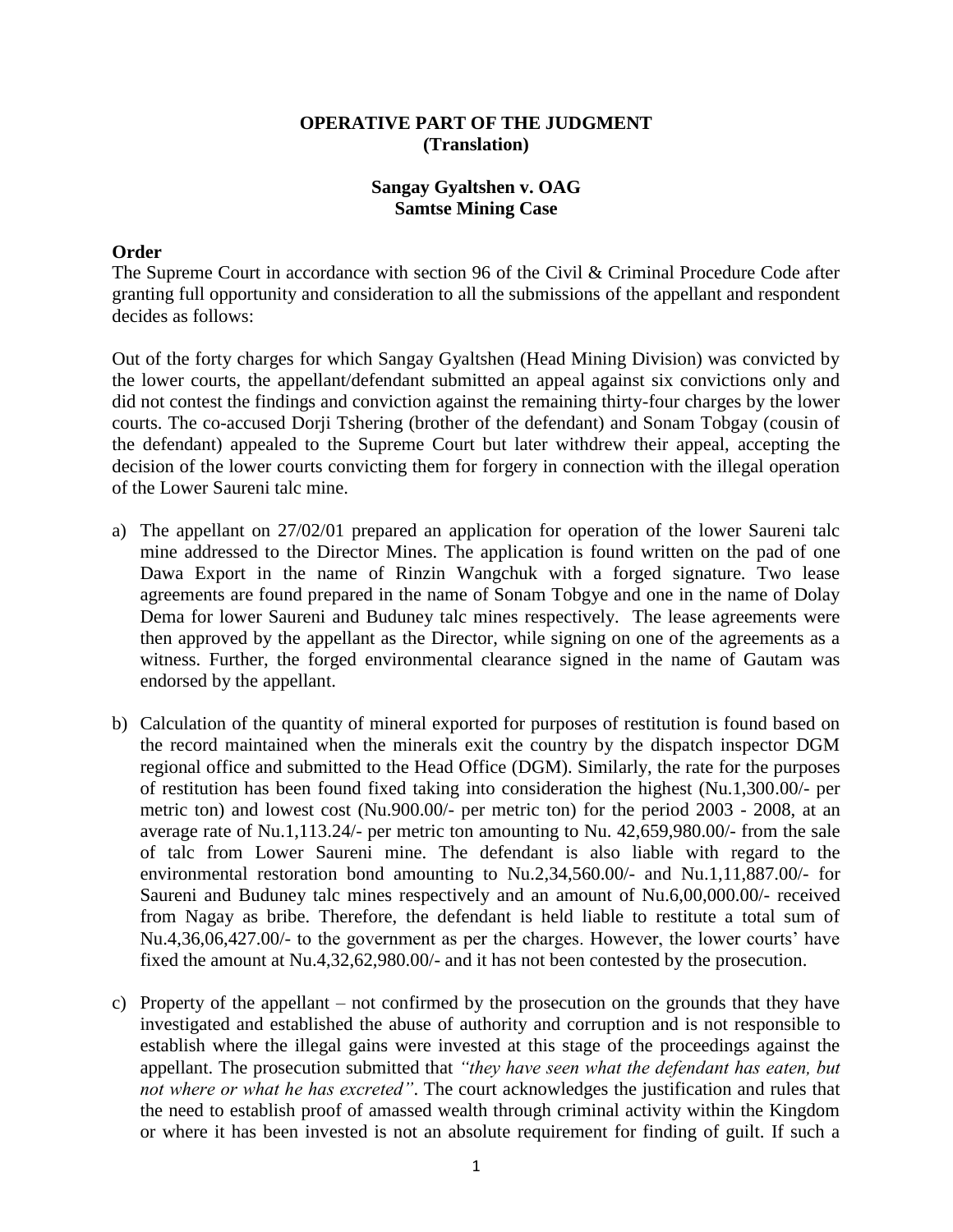**OPERATIVE PART OF THE JUDGMENT**
**(Translation)**

**Sangay Gyaltshen v. OAG**
**Samtse Mining Case**

**Order**

The Supreme Court in accordance with section 96 of the Civil & Criminal Procedure Code after granting full opportunity and consideration to all the submissions of the appellant and respondent decides as follows:

Out of the forty charges for which Sangay Gyaltshen (Head Mining Division) was convicted by the lower courts, the appellant/defendant submitted an appeal against six convictions only and did not contest the findings and conviction against the remaining thirty-four charges by the lower courts. The co-accused Dorji Tshering (brother of the defendant) and Sonam Tobgay (cousin of the defendant) appealed to the Supreme Court but later withdrew their appeal, accepting the decision of the lower courts convicting them for forgery in connection with the illegal operation of the Lower Saureni talc mine.

a) The appellant on 27/02/01 prepared an application for operation of the lower Saureni talc mine addressed to the Director Mines. The application is found written on the pad of one Dawa Export in the name of Rinzin Wangchuk with a forged signature. Two lease agreements are found prepared in the name of Sonam Tobgye and one in the name of Dolay Dema for lower Saureni and Buduney talc mines respectively. The lease agreements were then approved by the appellant as the Director, while signing on one of the agreements as a witness. Further, the forged environmental clearance signed in the name of Gautam was endorsed by the appellant.

b) Calculation of the quantity of mineral exported for purposes of restitution is found based on the record maintained when the minerals exit the country by the dispatch inspector DGM regional office and submitted to the Head Office (DGM). Similarly, the rate for the purposes of restitution has been found fixed taking into consideration the highest (Nu.1,300.00/- per metric ton) and lowest cost (Nu.900.00/- per metric ton) for the period 2003 - 2008, at an average rate of Nu.1,113.24/- per metric ton amounting to Nu. 42,659,980.00/- from the sale of talc from Lower Saureni mine. The defendant is also liable with regard to the environmental restoration bond amounting to Nu.2,34,560.00/- and Nu.1,11,887.00/- for Saureni and Buduney talc mines respectively and an amount of Nu.6,00,000.00/- received from Nagay as bribe. Therefore, the defendant is held liable to restitute a total sum of Nu.4,36,06,427.00/- to the government as per the charges. However, the lower courts' have fixed the amount at Nu.4,32,62,980.00/- and it has not been contested by the prosecution.

c) Property of the appellant – not confirmed by the prosecution on the grounds that they have investigated and established the abuse of authority and corruption and is not responsible to establish where the illegal gains were invested at this stage of the proceedings against the appellant. The prosecution submitted that *"they have seen what the defendant has eaten, but not where or what he has excreted"*. The court acknowledges the justification and rules that the need to establish proof of amassed wealth through criminal activity within the Kingdom or where it has been invested is not an absolute requirement for finding of guilt. If such a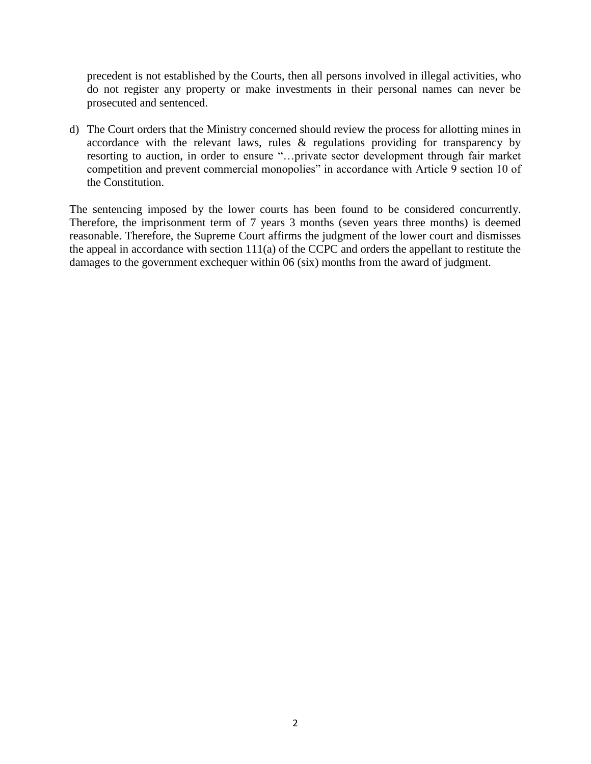precedent is not established by the Courts, then all persons involved in illegal activities, who do not register any property or make investments in their personal names can never be prosecuted and sentenced.

d) The Court orders that the Ministry concerned should review the process for allotting mines in accordance with the relevant laws, rules & regulations providing for transparency by resorting to auction, in order to ensure "…private sector development through fair market competition and prevent commercial monopolies" in accordance with Article 9 section 10 of the Constitution.

The sentencing imposed by the lower courts has been found to be considered concurrently. Therefore, the imprisonment term of 7 years 3 months (seven years three months) is deemed reasonable. Therefore, the Supreme Court affirms the judgment of the lower court and dismisses the appeal in accordance with section 111(a) of the CCPC and orders the appellant to restitute the damages to the government exchequer within 06 (six) months from the award of judgment.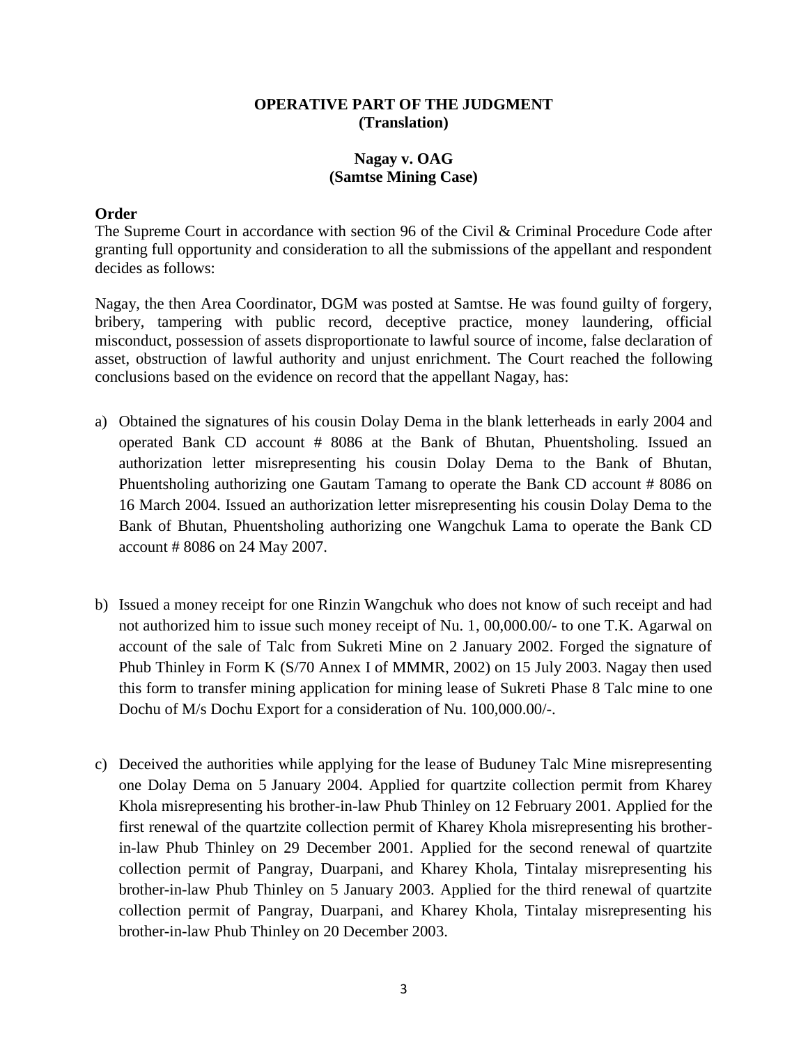**OPERATIVE PART OF THE JUDGMENT**
**(Translation)**

**Nagay v. OAG**
**(Samtse Mining Case)**

**Order**

The Supreme Court in accordance with section 96 of the Civil & Criminal Procedure Code after granting full opportunity and consideration to all the submissions of the appellant and respondent decides as follows:

Nagay, the then Area Coordinator, DGM was posted at Samtse. He was found guilty of forgery, bribery, tampering with public record, deceptive practice, money laundering, official misconduct, possession of assets disproportionate to lawful source of income, false declaration of asset, obstruction of lawful authority and unjust enrichment. The Court reached the following conclusions based on the evidence on record that the appellant Nagay, has:

a) Obtained the signatures of his cousin Dolay Dema in the blank letterheads in early 2004 and operated Bank CD account # 8086 at the Bank of Bhutan, Phuentsholing. Issued an authorization letter misrepresenting his cousin Dolay Dema to the Bank of Bhutan, Phuentsholing authorizing one Gautam Tamang to operate the Bank CD account # 8086 on 16 March 2004. Issued an authorization letter misrepresenting his cousin Dolay Dema to the Bank of Bhutan, Phuentsholing authorizing one Wangchuk Lama to operate the Bank CD account # 8086 on 24 May 2007.

b) Issued a money receipt for one Rinzin Wangchuk who does not know of such receipt and had not authorized him to issue such money receipt of Nu. 1, 00,000.00/- to one T.K. Agarwal on account of the sale of Talc from Sukreti Mine on 2 January 2002. Forged the signature of Phub Thinley in Form K (S/70 Annex I of MMMR, 2002) on 15 July 2003. Nagay then used this form to transfer mining application for mining lease of Sukreti Phase 8 Talc mine to one Dochu of M/s Dochu Export for a consideration of Nu. 100,000.00/-.

c) Deceived the authorities while applying for the lease of Buduney Talc Mine misrepresenting one Dolay Dema on 5 January 2004. Applied for quartzite collection permit from Kharey Khola misrepresenting his brother-in-law Phub Thinley on 12 February 2001. Applied for the first renewal of the quartzite collection permit of Kharey Khola misrepresenting his brother-in-law Phub Thinley on 29 December 2001. Applied for the second renewal of quartzite collection permit of Pangray, Duarpani, and Kharey Khola, Tintalay misrepresenting his brother-in-law Phub Thinley on 5 January 2003. Applied for the third renewal of quartzite collection permit of Pangray, Duarpani, and Kharey Khola, Tintalay misrepresenting his brother-in-law Phub Thinley on 20 December 2003.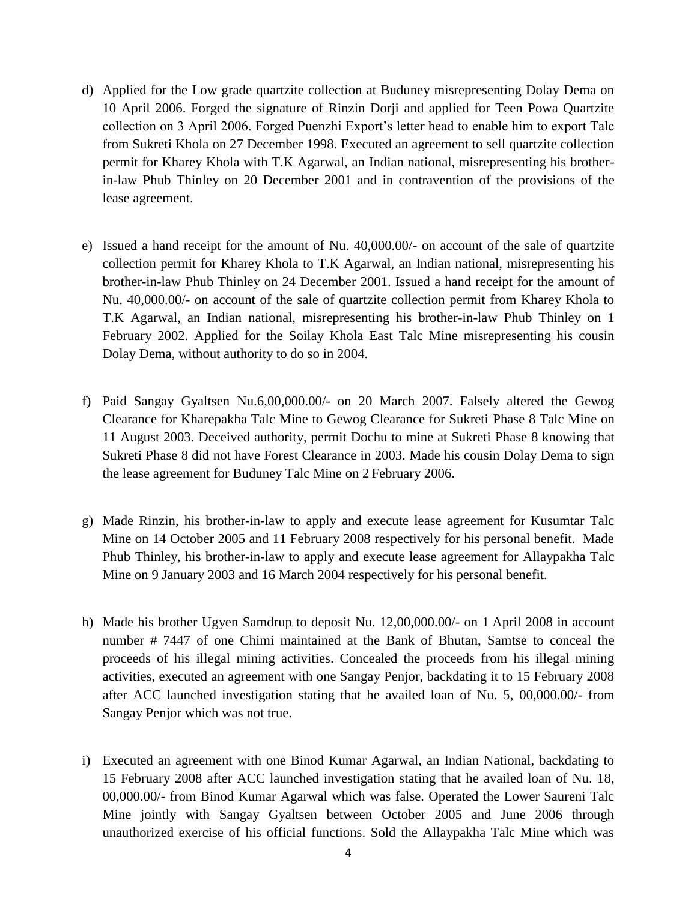d) Applied for the Low grade quartzite collection at Buduney misrepresenting Dolay Dema on 10 April 2006. Forged the signature of Rinzin Dorji and applied for Teen Powa Quartzite collection on 3 April 2006. Forged Puenzhi Export's letter head to enable him to export Talc from Sukreti Khola on 27 December 1998. Executed an agreement to sell quartzite collection permit for Kharey Khola with T.K Agarwal, an Indian national, misrepresenting his brother-in-law Phub Thinley on 20 December 2001 and in contravention of the provisions of the lease agreement.

e) Issued a hand receipt for the amount of Nu. 40,000.00/- on account of the sale of quartzite collection permit for Kharey Khola to T.K Agarwal, an Indian national, misrepresenting his brother-in-law Phub Thinley on 24 December 2001. Issued a hand receipt for the amount of Nu. 40,000.00/- on account of the sale of quartzite collection permit from Kharey Khola to T.K Agarwal, an Indian national, misrepresenting his brother-in-law Phub Thinley on 1 February 2002. Applied for the Soilay Khola East Talc Mine misrepresenting his cousin Dolay Dema, without authority to do so in 2004.

f) Paid Sangay Gyaltsen Nu.6,00,000.00/- on 20 March 2007. Falsely altered the Gewog Clearance for Kharepakha Talc Mine to Gewog Clearance for Sukreti Phase 8 Talc Mine on 11 August 2003. Deceived authority, permit Dochu to mine at Sukreti Phase 8 knowing that Sukreti Phase 8 did not have Forest Clearance in 2003. Made his cousin Dolay Dema to sign the lease agreement for Buduney Talc Mine on 2 February 2006.

g) Made Rinzin, his brother-in-law to apply and execute lease agreement for Kusumtar Talc Mine on 14 October 2005 and 11 February 2008 respectively for his personal benefit. Made Phub Thinley, his brother-in-law to apply and execute lease agreement for Allaypakha Talc Mine on 9 January 2003 and 16 March 2004 respectively for his personal benefit.

h) Made his brother Ugyen Samdrup to deposit Nu. 12,00,000.00/- on 1 April 2008 in account number # 7447 of one Chimi maintained at the Bank of Bhutan, Samtse to conceal the proceeds of his illegal mining activities. Concealed the proceeds from his illegal mining activities, executed an agreement with one Sangay Penjor, backdating it to 15 February 2008 after ACC launched investigation stating that he availed loan of Nu. 5, 00,000.00/- from Sangay Penjor which was not true.

i) Executed an agreement with one Binod Kumar Agarwal, an Indian National, backdating to 15 February 2008 after ACC launched investigation stating that he availed loan of Nu. 18, 00,000.00/- from Binod Kumar Agarwal which was false. Operated the Lower Saureni Talc Mine jointly with Sangay Gyaltsen between October 2005 and June 2006 through unauthorized exercise of his official functions. Sold the Allaypakha Talc Mine which was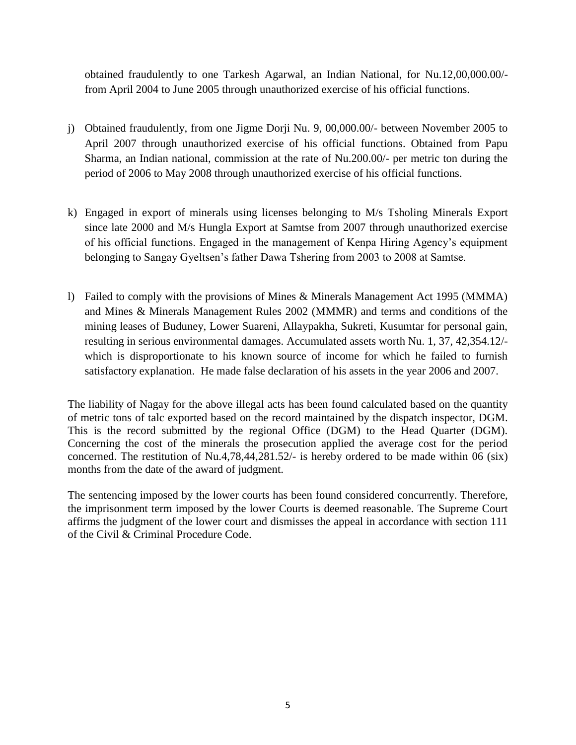obtained fraudulently to one Tarkesh Agarwal, an Indian National, for Nu.12,00,000.00/- from April 2004 to June 2005 through unauthorized exercise of his official functions.

j) Obtained fraudulently, from one Jigme Dorji Nu. 9, 00,000.00/- between November 2005 to April 2007 through unauthorized exercise of his official functions. Obtained from Papu Sharma, an Indian national, commission at the rate of Nu.200.00/- per metric ton during the period of 2006 to May 2008 through unauthorized exercise of his official functions.

k) Engaged in export of minerals using licenses belonging to M/s Tsholing Minerals Export since late 2000 and M/s Hungla Export at Samtse from 2007 through unauthorized exercise of his official functions. Engaged in the management of Kenpa Hiring Agency's equipment belonging to Sangay Gyeltsen's father Dawa Tshering from 2003 to 2008 at Samtse.

l) Failed to comply with the provisions of Mines & Minerals Management Act 1995 (MMMA) and Mines & Minerals Management Rules 2002 (MMMR) and terms and conditions of the mining leases of Buduney, Lower Suareni, Allaypakha, Sukreti, Kusumtar for personal gain, resulting in serious environmental damages. Accumulated assets worth Nu. 1, 37, 42,354.12/- which is disproportionate to his known source of income for which he failed to furnish satisfactory explanation. He made false declaration of his assets in the year 2006 and 2007.

The liability of Nagay for the above illegal acts has been found calculated based on the quantity of metric tons of talc exported based on the record maintained by the dispatch inspector, DGM. This is the record submitted by the regional Office (DGM) to the Head Quarter (DGM). Concerning the cost of the minerals the prosecution applied the average cost for the period concerned. The restitution of Nu.4,78,44,281.52/- is hereby ordered to be made within 06 (six) months from the date of the award of judgment.

The sentencing imposed by the lower courts has been found considered concurrently. Therefore, the imprisonment term imposed by the lower Courts is deemed reasonable. The Supreme Court affirms the judgment of the lower court and dismisses the appeal in accordance with section 111 of the Civil & Criminal Procedure Code.